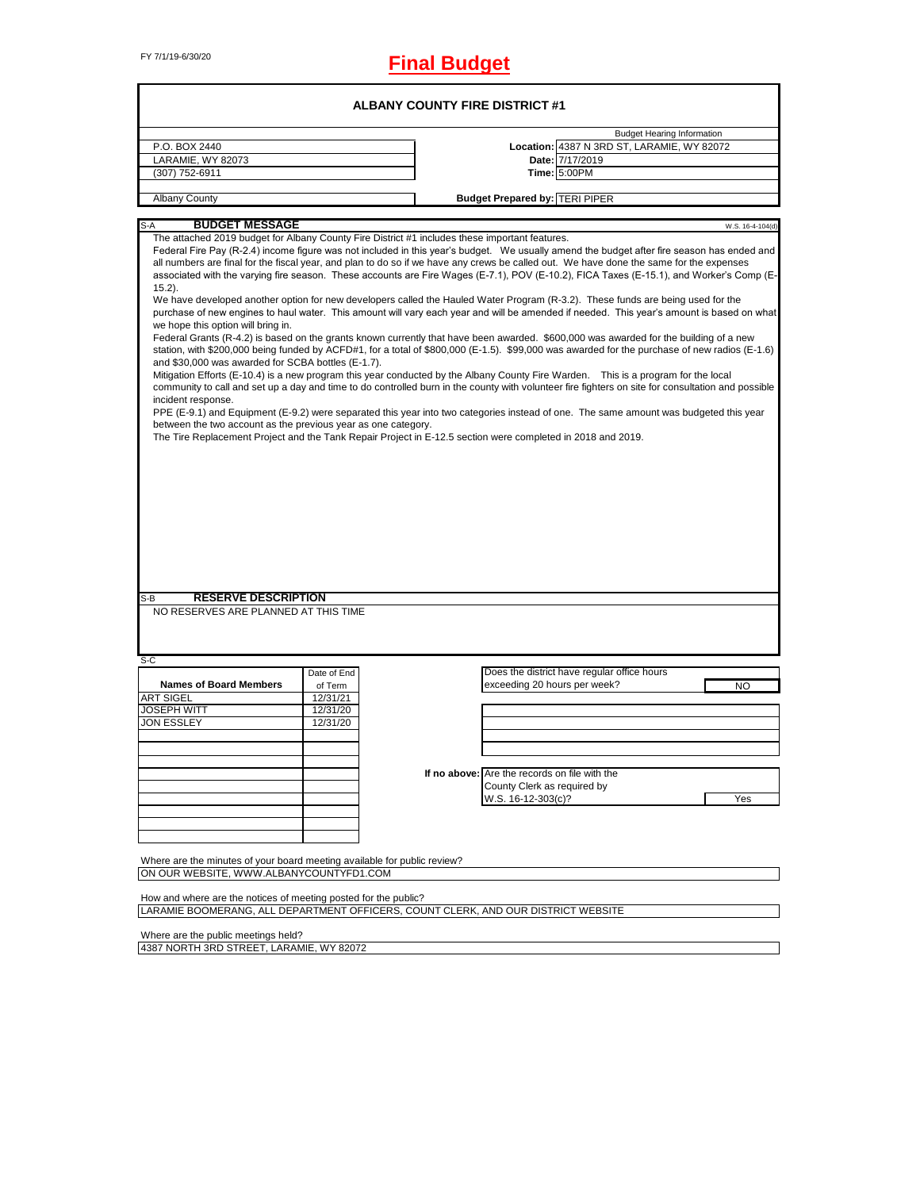FY 7/1/19-6/30/20

# Final Budget

## ALBANY COUNTY FIRE DISTRICT #1

| | Budget Hearing Information | |
|---|---|---|
| P.O. BOX 2440 | Location: | 4387 N 3RD ST, LARAMIE, WY 82072 |
| LARAMIE, WY 82073 | Date: | 7/17/2019 |
| (307) 752-6911 | Time: | 5:00PM |
| Albany County | Budget Prepared by: | TERI PIPER |

### S-A BUDGET MESSAGE

W.S. 16-4-104(d)

The attached 2019 budget for Albany County Fire District #1 includes these important features.

Federal Fire Pay (R-2.4) income figure was not included in this year's budget. We usually amend the budget after fire season has ended and all numbers are final for the fiscal year, and plan to do so if we have any crews be called out. We have done the same for the expenses associated with the varying fire season. These accounts are Fire Wages (E-7.1), POV (E-10.2), FICA Taxes (E-15.1), and Worker's Comp (E-15.2).

We have developed another option for new developers called the Hauled Water Program (R-3.2). These funds are being used for the purchase of new engines to haul water. This amount will vary each year and will be amended if needed. This year's amount is based on what we hope this option will bring in.

Federal Grants (R-4.2) is based on the grants known currently that have been awarded. $600,000 was awarded for the building of a new station, with $200,000 being funded by ACFD#1, for a total of $800,000 (E-1.5). $99,000 was awarded for the purchase of new radios (E-1.6) and $30,000 was awarded for SCBA bottles (E-1.7).

Mitigation Efforts (E-10.4) is a new program this year conducted by the Albany County Fire Warden. This is a program for the local community to call and set up a day and time to do controlled burn in the county with volunteer fire fighters on site for consultation and possible incident response.

PPE (E-9.1) and Equipment (E-9.2) were separated this year into two categories instead of one. The same amount was budgeted this year between the two account as the previous year as one category.

The Tire Replacement Project and the Tank Repair Project in E-12.5 section were completed in 2018 and 2019.

### S-B RESERVE DESCRIPTION

NO RESERVES ARE PLANNED AT THIS TIME

### S-C

| Names of Board Members | Date of End of Term |
|---|---|
| ART SIGEL | 12/31/21 |
| JOSEPH WITT | 12/31/20 |
| JON ESSLEY | 12/31/20 |

Does the district have regular office hours exceeding 20 hours per week? NO

If no above: Are the records on file with the County Clerk as required by W.S. 16-12-303(c)? Yes

Where are the minutes of your board meeting available for public review?

ON OUR WEBSITE, WWW.ALBANYCOUNTYFD1.COM

How and where are the notices of meeting posted for the public?

LARAMIE BOOMERANG, ALL DEPARTMENT OFFICERS, COUNT CLERK, AND OUR DISTRICT WEBSITE

Where are the public meetings held?

4387 NORTH 3RD STREET, LARAMIE, WY 82072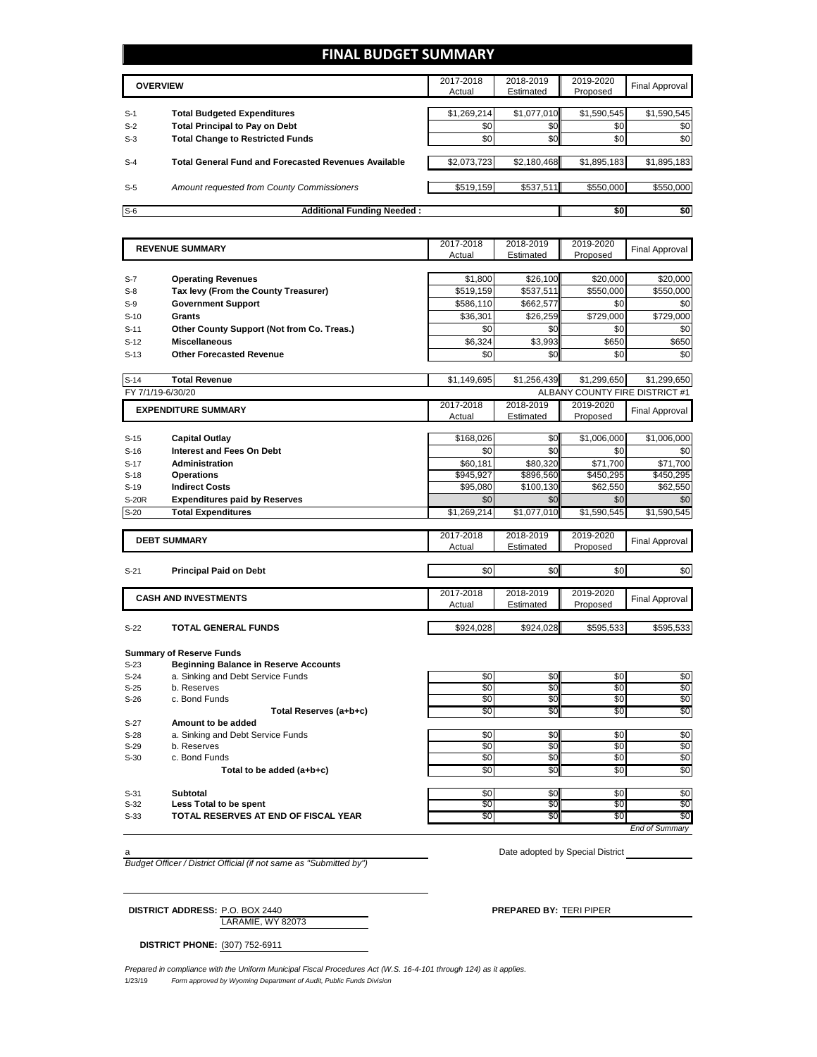# FINAL BUDGET SUMMARY

| | OVERVIEW | 2017-2018 Actual | 2018-2019 Estimated | 2019-2020 Proposed | Final Approval |
|---|---|---|---|---|---|
| S-1 | **Total Budgeted Expenditures** | $1,269,214 | $1,077,010 | $1,590,545 | $1,590,545 |
| S-2 | **Total Principal to Pay on Debt** | $0 | $0 | $0 | $0 |
| S-3 | **Total Change to Restricted Funds** | $0 | $0 | $0 | $0 |
| S-4 | **Total General Fund and Forecasted Revenues Available** | $2,073,723 | $2,180,468 | $1,895,183 | $1,895,183 |
| S-5 | *Amount requested from County Commissioners* | $519,159 | $537,511 | $550,000 | $550,000 |
| S-6 | **Additional Funding Needed :** | | | **$0** | **$0** |

| | REVENUE SUMMARY | 2017-2018 Actual | 2018-2019 Estimated | 2019-2020 Proposed | Final Approval |
|---|---|---|---|---|---|
| S-7 | **Operating Revenues** | $1,800 | $26,100 | $20,000 | $20,000 |
| S-8 | **Tax levy (From the County Treasurer)** | $519,159 | $537,511 | $550,000 | $550,000 |
| S-9 | **Government Support** | $586,110 | $662,577 | $0 | $0 |
| S-10 | **Grants** | $36,301 | $26,259 | $729,000 | $729,000 |
| S-11 | **Other County Support (Not from Co. Treas.)** | $0 | $0 | $0 | $0 |
| S-12 | **Miscellaneous** | $6,324 | $3,993 | $650 | $650 |
| S-13 | **Other Forecasted Revenue** | $0 | $0 | $0 | $0 |
| S-14 | **Total Revenue** | $1,149,695 | $1,256,439 | $1,299,650 | $1,299,650 |

FY 7/1/19-6/30/20 — ALBANY COUNTY FIRE DISTRICT #1

| | EXPENDITURE SUMMARY | 2017-2018 Actual | 2018-2019 Estimated | 2019-2020 Proposed | Final Approval |
|---|---|---|---|---|---|
| S-15 | **Capital Outlay** | $168,026 | $0 | $1,006,000 | $1,006,000 |
| S-16 | **Interest and Fees On Debt** | $0 | $0 | $0 | $0 |
| S-17 | **Administration** | $60,181 | $80,320 | $71,700 | $71,700 |
| S-18 | **Operations** | $945,927 | $896,560 | $450,295 | $450,295 |
| S-19 | **Indirect Costs** | $95,080 | $100,130 | $62,550 | $62,550 |
| S-20R | **Expenditures paid by Reserves** | $0 | $0 | $0 | $0 |
| S-20 | **Total Expenditures** | $1,269,214 | $1,077,010 | $1,590,545 | $1,590,545 |

| | DEBT SUMMARY | 2017-2018 Actual | 2018-2019 Estimated | 2019-2020 Proposed | Final Approval |
|---|---|---|---|---|---|
| S-21 | **Principal Paid on Debt** | $0 | $0 | $0 | $0 |

| | CASH AND INVESTMENTS | 2017-2018 Actual | 2018-2019 Estimated | 2019-2020 Proposed | Final Approval |
|---|---|---|---|---|---|
| S-22 | **TOTAL GENERAL FUNDS** | $924,028 | $924,028 | $595,533 | $595,533 |
| | **Summary of Reserve Funds** | | | | |
| S-23 | **Beginning Balance in Reserve Accounts** | | | | |
| S-24 | a. Sinking and Debt Service Funds | $0 | $0 | $0 | $0 |
| S-25 | b. Reserves | $0 | $0 | $0 | $0 |
| S-26 | c. Bond Funds | $0 | $0 | $0 | $0 |
| | **Total Reserves (a+b+c)** | $0 | $0 | $0 | $0 |
| S-27 | **Amount to be added** | | | | |
| S-28 | a. Sinking and Debt Service Funds | $0 | $0 | $0 | $0 |
| S-29 | b. Reserves | $0 | $0 | $0 | $0 |
| S-30 | c. Bond Funds | $0 | $0 | $0 | $0 |
| | **Total to be added (a+b+c)** | $0 | $0 | $0 | $0 |
| S-31 | **Subtotal** | $0 | $0 | $0 | $0 |
| S-32 | **Less Total to be spent** | $0 | $0 | $0 | $0 |
| S-33 | **TOTAL RESERVES AT END OF FISCAL YEAR** | $0 | $0 | $0 | $0 |

*End of Summary*

a

*Budget Officer / District Official (if not same as "Submitted by")*

Date adopted by Special District

**DISTRICT ADDRESS:** P.O. BOX 2440
LARAMIE, WY 82073

**PREPARED BY:** TERI PIPER

**DISTRICT PHONE:** (307) 752-6911

*Prepared in compliance with the Uniform Municipal Fiscal Procedures Act (W.S. 16-4-101 through 124) as it applies.*

1/23/19 *Form approved by Wyoming Department of Audit, Public Funds Division*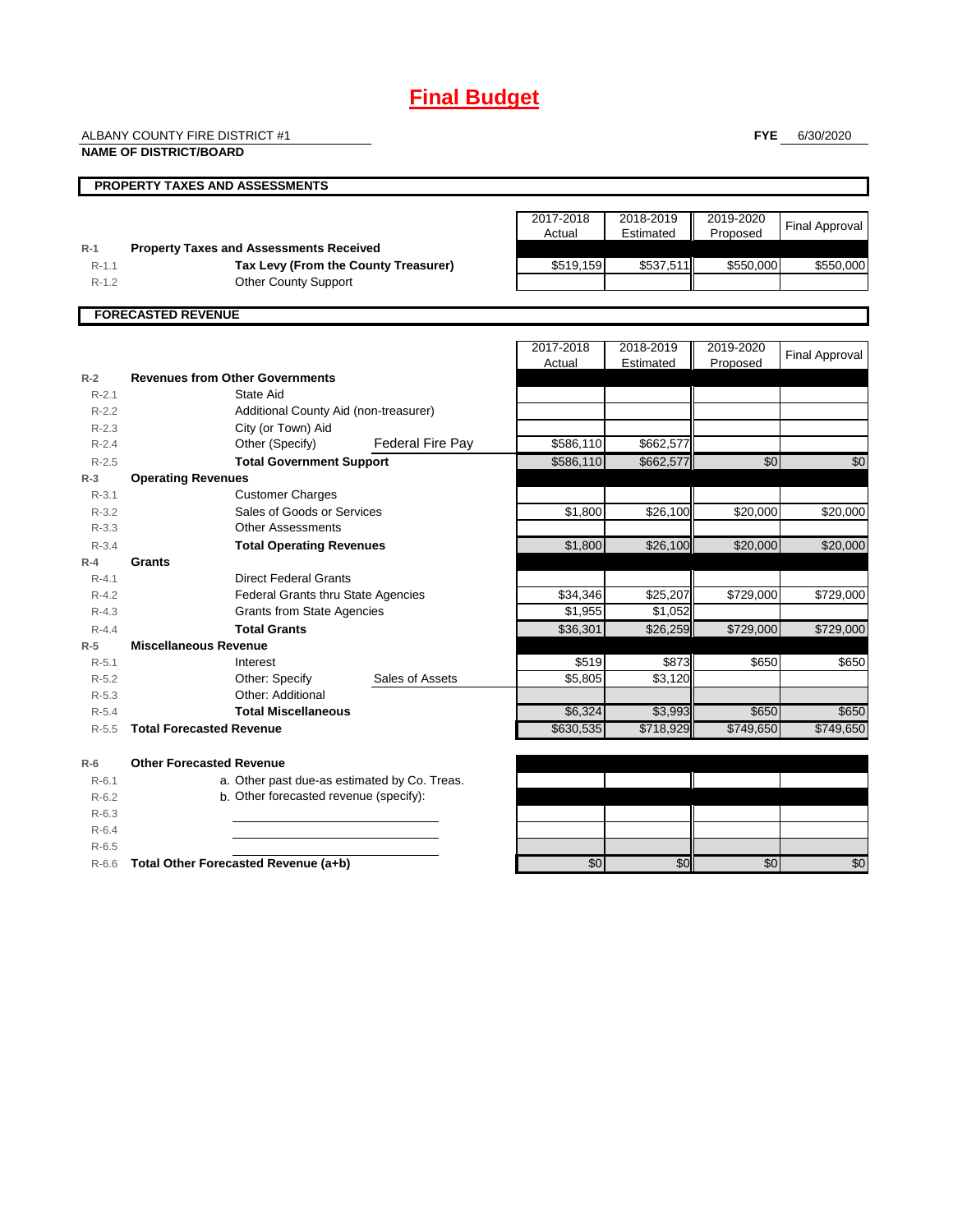# Final Budget

ALBANY COUNTY FIRE DISTRICT #1
**NAME OF DISTRICT/BOARD**

**FYE** 6/30/2020

## PROPERTY TAXES AND ASSESSMENTS

| | | 2017-2018 Actual | 2018-2019 Estimated | 2019-2020 Proposed | Final Approval |
|---|---|---|---|---|---|
| R-1 | **Property Taxes and Assessments Received** | | | | |
| R-1.1 | **Tax Levy (From the County Treasurer)** | $519,159 | $537,511 | $550,000 | $550,000 |
| R-1.2 | Other County Support | | | | |

## FORECASTED REVENUE

| | | 2017-2018 Actual | 2018-2019 Estimated | 2019-2020 Proposed | Final Approval |
|---|---|---|---|---|---|
| R-2 | **Revenues from Other Governments** | | | | |
| R-2.1 | State Aid | | | | |
| R-2.2 | Additional County Aid (non-treasurer) | | | | |
| R-2.3 | City (or Town) Aid | | | | |
| R-2.4 | Other (Specify) Federal Fire Pay | $586,110 | $662,577 | | |
| R-2.5 | **Total Government Support** | $586,110 | $662,577 | $0 | $0 |
| R-3 | **Operating Revenues** | | | | |
| R-3.1 | Customer Charges | | | | |
| R-3.2 | Sales of Goods or Services | $1,800 | $26,100 | $20,000 | $20,000 |
| R-3.3 | Other Assessments | | | | |
| R-3.4 | **Total Operating Revenues** | $1,800 | $26,100 | $20,000 | $20,000 |
| R-4 | **Grants** | | | | |
| R-4.1 | Direct Federal Grants | | | | |
| R-4.2 | Federal Grants thru State Agencies | $34,346 | $25,207 | $729,000 | $729,000 |
| R-4.3 | Grants from State Agencies | $1,955 | $1,052 | | |
| R-4.4 | **Total Grants** | $36,301 | $26,259 | $729,000 | $729,000 |
| R-5 | **Miscellaneous Revenue** | | | | |
| R-5.1 | Interest | $519 | $873 | $650 | $650 |
| R-5.2 | Other: Specify Sales of Assets | $5,805 | $3,120 | | |
| R-5.3 | Other: Additional | | | | |
| R-5.4 | **Total Miscellaneous** | $6,324 | $3,993 | $650 | $650 |
| R-5.5 | **Total Forecasted Revenue** | $630,535 | $718,929 | $749,650 | $749,650 |
| R-6 | **Other Forecasted Revenue** | | | | |
| R-6.1 | a. Other past due-as estimated by Co. Treas. | | | | |
| R-6.2 | b. Other forecasted revenue (specify): | | | | |
| R-6.3 | | | | | |
| R-6.4 | | | | | |
| R-6.5 | | | | | |
| R-6.6 | **Total Other Forecasted Revenue (a+b)** | $0 | $0 | $0 | $0 |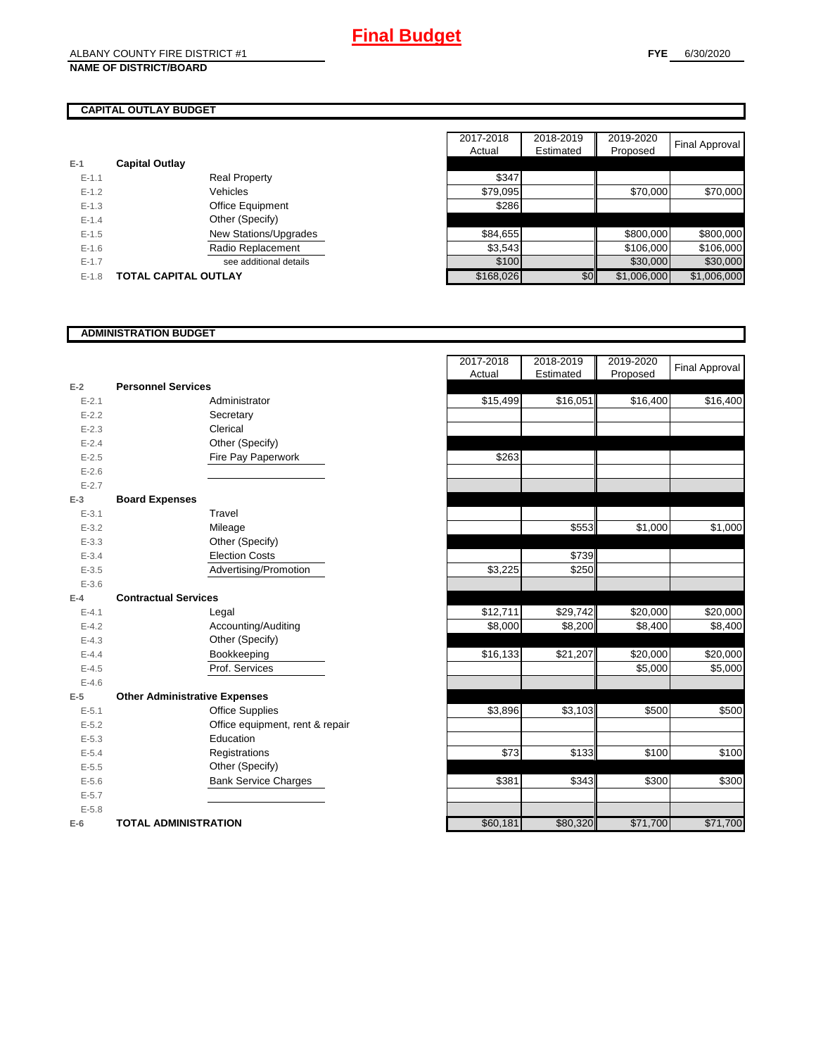# Final Budget

ALBANY COUNTY FIRE DISTRICT #1
**NAME OF DISTRICT/BOARD**

**FYE** 6/30/2020

## CAPITAL OUTLAY BUDGET

| | | | 2017-2018 Actual | 2018-2019 Estimated | 2019-2020 Proposed | Final Approval |
|---|---|---|---|---|---|---|
| E-1 | **Capital Outlay** | | | | | |
| E-1.1 | | Real Property | $347 | | | |
| E-1.2 | | Vehicles | $79,095 | | $70,000 | $70,000 |
| E-1.3 | | Office Equipment | $286 | | | |
| E-1.4 | | Other (Specify) | | | | |
| E-1.5 | | New Stations/Upgrades | $84,655 | | $800,000 | $800,000 |
| E-1.6 | | Radio Replacement | $3,543 | | $106,000 | $106,000 |
| E-1.7 | | see additional details | $100 | | $30,000 | $30,000 |
| E-1.8 | **TOTAL CAPITAL OUTLAY** | | $168,026 | $0 | $1,006,000 | $1,006,000 |

## ADMINISTRATION BUDGET

| | | | 2017-2018 Actual | 2018-2019 Estimated | 2019-2020 Proposed | Final Approval |
|---|---|---|---|---|---|---|
| E-2 | **Personnel Services** | | | | | |
| E-2.1 | | Administrator | $15,499 | $16,051 | $16,400 | $16,400 |
| E-2.2 | | Secretary | | | | |
| E-2.3 | | Clerical | | | | |
| E-2.4 | | Other (Specify) | | | | |
| E-2.5 | | Fire Pay Paperwork | $263 | | | |
| E-2.6 | | | | | | |
| E-2.7 | | | | | | |
| E-3 | **Board Expenses** | | | | | |
| E-3.1 | | Travel | | | | |
| E-3.2 | | Mileage | | $553 | $1,000 | $1,000 |
| E-3.3 | | Other (Specify) | | | | |
| E-3.4 | | Election Costs | | $739 | | |
| E-3.5 | | Advertising/Promotion | $3,225 | $250 | | |
| E-3.6 | | | | | | |
| E-4 | **Contractual Services** | | | | | |
| E-4.1 | | Legal | $12,711 | $29,742 | $20,000 | $20,000 |
| E-4.2 | | Accounting/Auditing | $8,000 | $8,200 | $8,400 | $8,400 |
| E-4.3 | | Other (Specify) | | | | |
| E-4.4 | | Bookkeeping | $16,133 | $21,207 | $20,000 | $20,000 |
| E-4.5 | | Prof. Services | | | $5,000 | $5,000 |
| E-4.6 | | | | | | |
| E-5 | **Other Administrative Expenses** | | | | | |
| E-5.1 | | Office Supplies | $3,896 | $3,103 | $500 | $500 |
| E-5.2 | | Office equipment, rent & repair | | | | |
| E-5.3 | | Education | | | | |
| E-5.4 | | Registrations | $73 | $133 | $100 | $100 |
| E-5.5 | | Other (Specify) | | | | |
| E-5.6 | | Bank Service Charges | $381 | $343 | $300 | $300 |
| E-5.7 | | | | | | |
| E-5.8 | | | | | | |
| E-6 | **TOTAL ADMINISTRATION** | | $60,181 | $80,320 | $71,700 | $71,700 |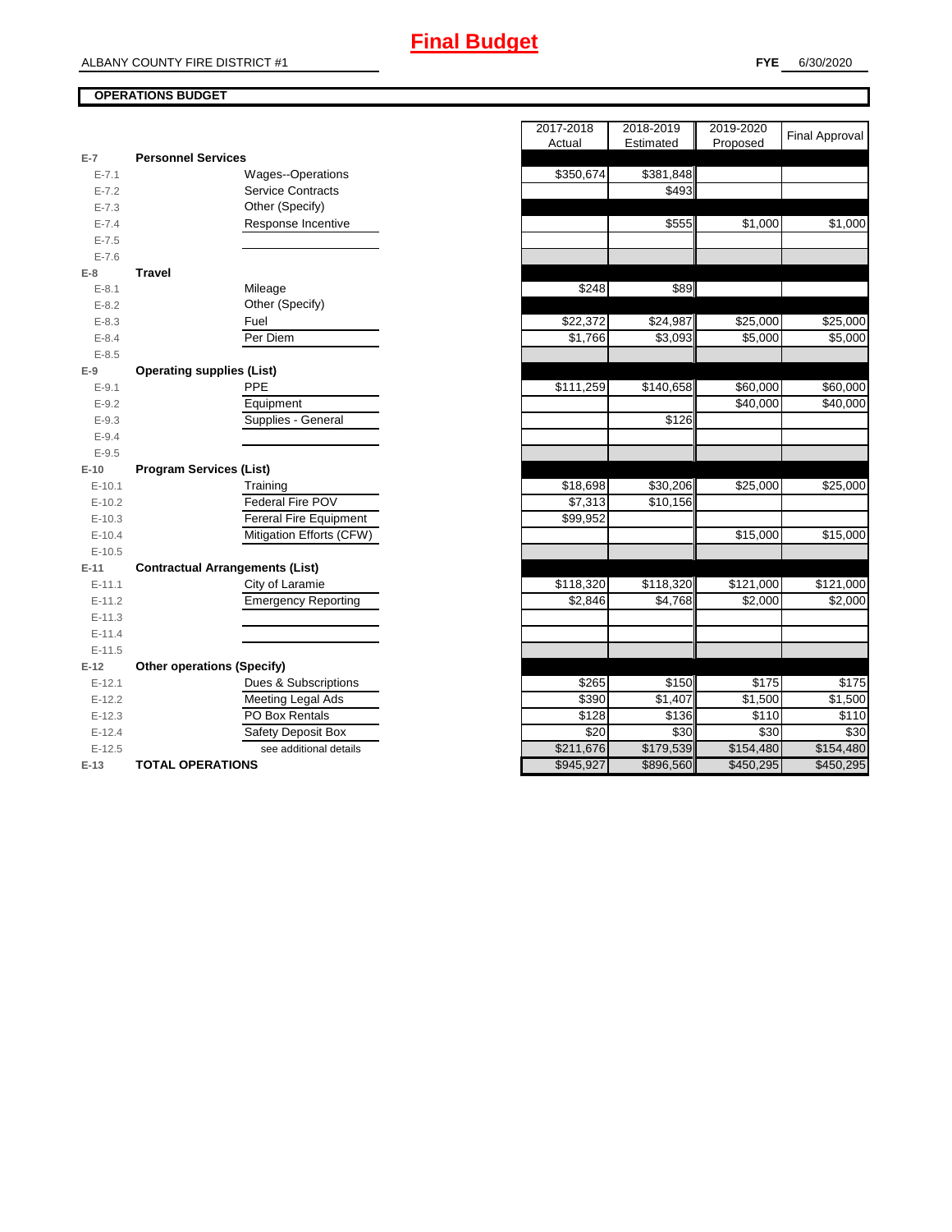# Final Budget

ALBANY COUNTY FIRE DISTRICT #1

**FYE** 6/30/2020

**OPERATIONS BUDGET**

| | | 2017-2018 Actual | 2018-2019 Estimated | 2019-2020 Proposed | Final Approval |
|---|---|---|---|---|---|
| **E-7** | **Personnel Services** | | | | |
| E-7.1 | Wages--Operations | $350,674 | $381,848 | | |
| E-7.2 | Service Contracts | | $493 | | |
| E-7.3 | Other (Specify) | | | | |
| E-7.4 | Response Incentive | | $555 | $1,000 | $1,000 |
| E-7.5 | | | | | |
| E-7.6 | | | | | |
| **E-8** | **Travel** | | | | |
| E-8.1 | Mileage | $248 | $89 | | |
| E-8.2 | Other (Specify) | | | | |
| E-8.3 | Fuel | $22,372 | $24,987 | $25,000 | $25,000 |
| E-8.4 | Per Diem | $1,766 | $3,093 | $5,000 | $5,000 |
| E-8.5 | | | | | |
| **E-9** | **Operating supplies (List)** | | | | |
| E-9.1 | PPE | $111,259 | $140,658 | $60,000 | $60,000 |
| E-9.2 | Equipment | | | $40,000 | $40,000 |
| E-9.3 | Supplies - General | | $126 | | |
| E-9.4 | | | | | |
| E-9.5 | | | | | |
| **E-10** | **Program Services (List)** | | | | |
| E-10.1 | Training | $18,698 | $30,206 | $25,000 | $25,000 |
| E-10.2 | Federal Fire POV | $7,313 | $10,156 | | |
| E-10.3 | Fereral Fire Equipment | $99,952 | | | |
| E-10.4 | Mitigation Efforts (CFW) | | | $15,000 | $15,000 |
| E-10.5 | | | | | |
| **E-11** | **Contractual Arrangements (List)** | | | | |
| E-11.1 | City of Laramie | $118,320 | $118,320 | $121,000 | $121,000 |
| E-11.2 | Emergency Reporting | $2,846 | $4,768 | $2,000 | $2,000 |
| E-11.3 | | | | | |
| E-11.4 | | | | | |
| E-11.5 | | | | | |
| **E-12** | **Other operations (Specify)** | | | | |
| E-12.1 | Dues & Subscriptions | $265 | $150 | $175 | $175 |
| E-12.2 | Meeting Legal Ads | $390 | $1,407 | $1,500 | $1,500 |
| E-12.3 | PO Box Rentals | $128 | $136 | $110 | $110 |
| E-12.4 | Safety Deposit Box | $20 | $30 | $30 | $30 |
| E-12.5 | see additional details | $211,676 | $179,539 | $154,480 | $154,480 |
| **E-13** | **TOTAL OPERATIONS** | $945,927 | $896,560 | $450,295 | $450,295 |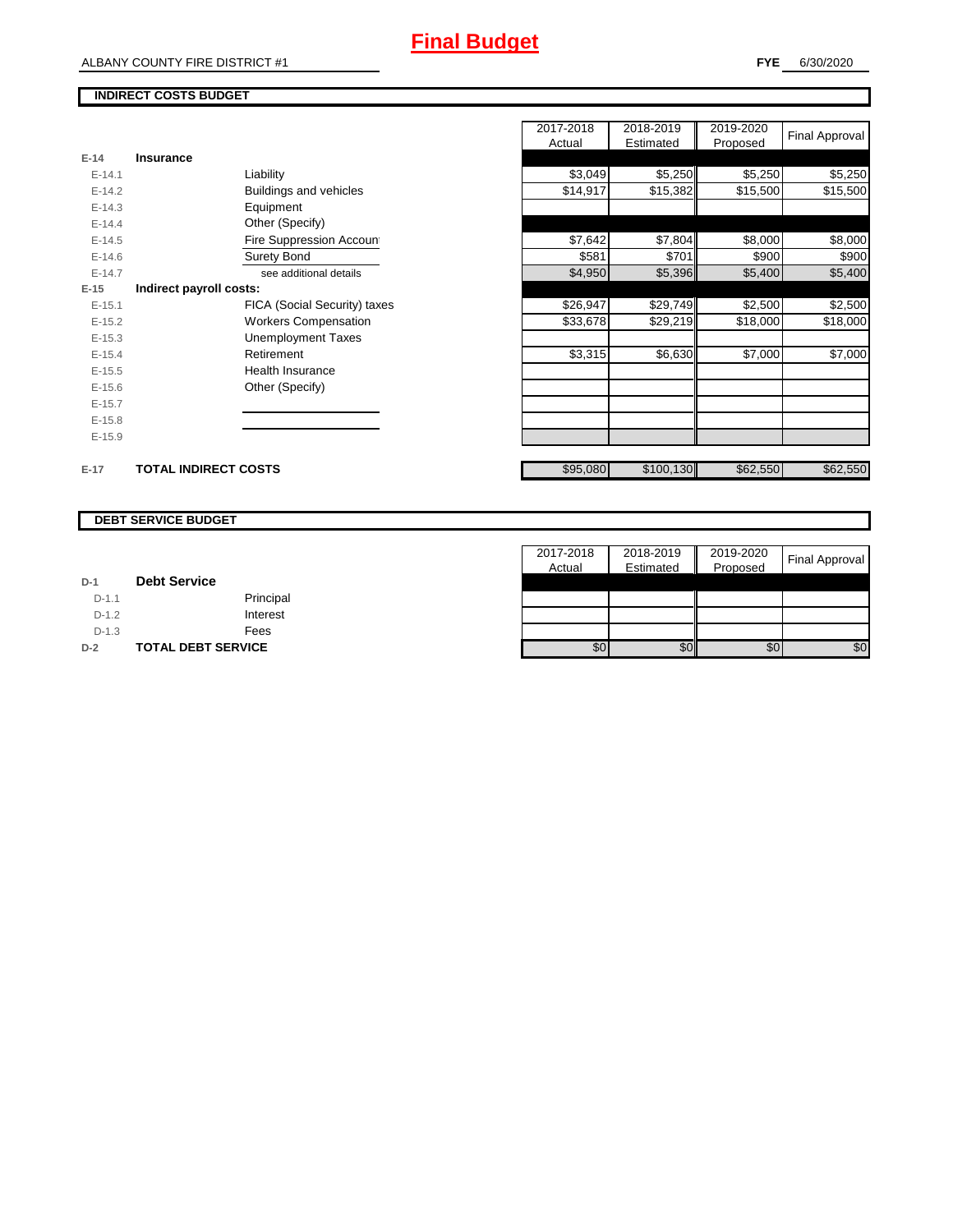# Final Budget

ALBANY COUNTY FIRE DISTRICT #1

**FYE** 6/30/2020

## INDIRECT COSTS BUDGET

| | | 2017-2018 Actual | 2018-2019 Estimated | 2019-2020 Proposed | Final Approval |
|---|---|---|---|---|---|
| **E-14** | **Insurance** | | | | |
| E-14.1 | Liability | $3,049 | $5,250 | $5,250 | $5,250 |
| E-14.2 | Buildings and vehicles | $14,917 | $15,382 | $15,500 | $15,500 |
| E-14.3 | Equipment | | | | |
| E-14.4 | Other (Specify) | | | | |
| E-14.5 | Fire Suppression Accoun | $7,642 | $7,804 | $8,000 | $8,000 |
| E-14.6 | Surety Bond | $581 | $701 | $900 | $900 |
| E-14.7 | see additional details | $4,950 | $5,396 | $5,400 | $5,400 |
| **E-15** | **Indirect payroll costs:** | | | | |
| E-15.1 | FICA (Social Security) taxes | $26,947 | $29,749 | $2,500 | $2,500 |
| E-15.2 | Workers Compensation | $33,678 | $29,219 | $18,000 | $18,000 |
| E-15.3 | Unemployment Taxes | | | | |
| E-15.4 | Retirement | $3,315 | $6,630 | $7,000 | $7,000 |
| E-15.5 | Health Insurance | | | | |
| E-15.6 | Other (Specify) | | | | |
| E-15.7 | | | | | |
| E-15.8 | | | | | |
| E-15.9 | | | | | |
| **E-17** | **TOTAL INDIRECT COSTS** | $95,080 | $100,130 | $62,550 | $62,550 |

## DEBT SERVICE BUDGET

| | | 2017-2018 Actual | 2018-2019 Estimated | 2019-2020 Proposed | Final Approval |
|---|---|---|---|---|---|
| **D-1** | **Debt Service** | | | | |
| D-1.1 | Principal | | | | |
| D-1.2 | Interest | | | | |
| D-1.3 | Fees | | | | |
| **D-2** | **TOTAL DEBT SERVICE** | $0 | $0 | $0 | $0 |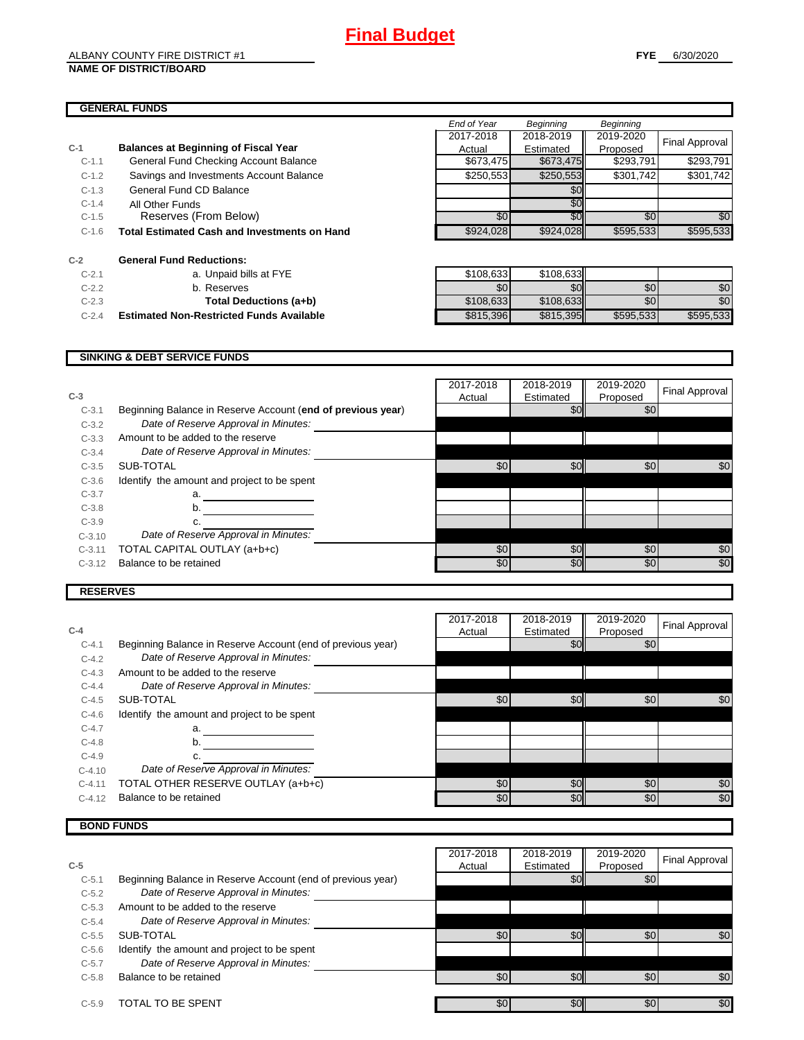# Final Budget

ALBANY COUNTY FIRE DISTRICT #1
**NAME OF DISTRICT/BOARD**

**FYE** 6/30/2020

## GENERAL FUNDS

| | | *End of Year* 2017-2018 Actual | *Beginning* 2018-2019 Estimated | *Beginning* 2019-2020 Proposed | Final Approval |
|---|---|---|---|---|---|
| **C-1** | **Balances at Beginning of Fiscal Year** | | | | |
| C-1.1 | General Fund Checking Account Balance | $673,475 | $673,475 | $293,791 | $293,791 |
| C-1.2 | Savings and Investments Account Balance | $250,553 | $250,553 | $301,742 | $301,742 |
| C-1.3 | General Fund CD Balance | | $0 | | |
| C-1.4 | All Other Funds | | $0 | | |
| C-1.5 | Reserves (From Below) | $0 | $0 | $0 | $0 |
| C-1.6 | **Total Estimated Cash and Investments on Hand** | $924,028 | $924,028 | $595,533 | $595,533 |
| **C-2** | **General Fund Reductions:** | | | | |
| C-2.1 | a. Unpaid bills at FYE | $108,633 | $108,633 | | |
| C-2.2 | b. Reserves | $0 | $0 | $0 | $0 |
| C-2.3 | **Total Deductions (a+b)** | $108,633 | $108,633 | $0 | $0 |
| C-2.4 | **Estimated Non-Restricted Funds Available** | $815,396 | $815,395 | $595,533 | $595,533 |

## SINKING & DEBT SERVICE FUNDS

| **C-3** | | 2017-2018 Actual | 2018-2019 Estimated | 2019-2020 Proposed | Final Approval |
|---|---|---|---|---|---|
| C-3.1 | Beginning Balance in Reserve Account (**end of previous year**) | | $0 | $0 | |
| C-3.2 | *Date of Reserve Approval in Minutes:* | | | | |
| C-3.3 | Amount to be added to the reserve | | | | |
| C-3.4 | *Date of Reserve Approval in Minutes:* | | | | |
| C-3.5 | SUB-TOTAL | $0 | $0 | $0 | $0 |
| C-3.6 | Identify the amount and project to be spent | | | | |
| C-3.7 | a. | | | | |
| C-3.8 | b. | | | | |
| C-3.9 | c. | | | | |
| C-3.10 | *Date of Reserve Approval in Minutes:* | | | | |
| C-3.11 | TOTAL CAPITAL OUTLAY (a+b+c) | $0 | $0 | $0 | $0 |
| C-3.12 | Balance to be retained | $0 | $0 | $0 | $0 |

## RESERVES

| **C-4** | | 2017-2018 Actual | 2018-2019 Estimated | 2019-2020 Proposed | Final Approval |
|---|---|---|---|---|---|
| C-4.1 | Beginning Balance in Reserve Account (end of previous year) | | $0 | $0 | |
| C-4.2 | *Date of Reserve Approval in Minutes:* | | | | |
| C-4.3 | Amount to be added to the reserve | | | | |
| C-4.4 | *Date of Reserve Approval in Minutes:* | | | | |
| C-4.5 | SUB-TOTAL | $0 | $0 | $0 | $0 |
| C-4.6 | Identify the amount and project to be spent | | | | |
| C-4.7 | a. | | | | |
| C-4.8 | b. | | | | |
| C-4.9 | c. | | | | |
| C-4.10 | *Date of Reserve Approval in Minutes:* | | | | |
| C-4.11 | TOTAL OTHER RESERVE OUTLAY (a+b+c) | $0 | $0 | $0 | $0 |
| C-4.12 | Balance to be retained | $0 | $0 | $0 | $0 |

## BOND FUNDS

| **C-5** | | 2017-2018 Actual | 2018-2019 Estimated | 2019-2020 Proposed | Final Approval |
|---|---|---|---|---|---|
| C-5.1 | Beginning Balance in Reserve Account (end of previous year) | | $0 | $0 | |
| C-5.2 | *Date of Reserve Approval in Minutes:* | | | | |
| C-5.3 | Amount to be added to the reserve | | | | |
| C-5.4 | *Date of Reserve Approval in Minutes:* | | | | |
| C-5.5 | SUB-TOTAL | $0 | $0 | $0 | $0 |
| C-5.6 | Identify the amount and project to be spent | | | | |
| C-5.7 | *Date of Reserve Approval in Minutes:* | | | | |
| C-5.8 | Balance to be retained | $0 | $0 | $0 | $0 |
| C-5.9 | TOTAL TO BE SPENT | $0 | $0 | $0 | $0 |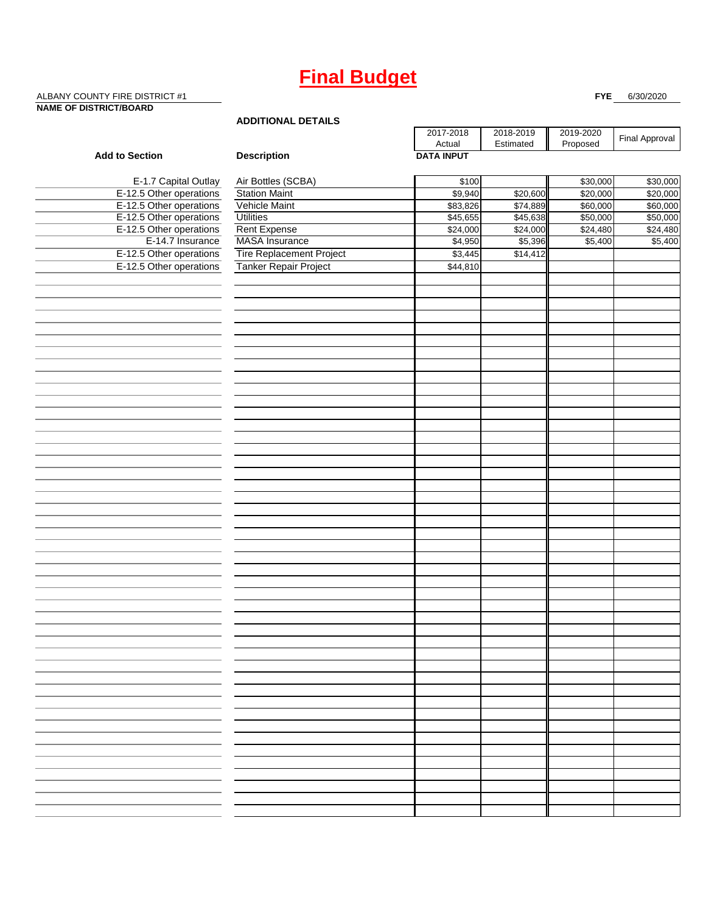# Final Budget

ALBANY COUNTY FIRE DISTRICT #1

**NAME OF DISTRICT/BOARD**

**FYE** 6/30/2020

**ADDITIONAL DETAILS**

| Add to Section | Description | 2017-2018 Actual | 2018-2019 Estimated | 2019-2020 Proposed | Final Approval |
|---|---|---|---|---|---|
| | | **DATA INPUT** | | | |
| E-1.7 Capital Outlay | Air Bottles (SCBA) | $100 | | $30,000 | $30,000 |
| E-12.5 Other operations | Station Maint | $9,940 | $20,600 | $20,000 | $20,000 |
| E-12.5 Other operations | Vehicle Maint | $83,826 | $74,889 | $60,000 | $60,000 |
| E-12.5 Other operations | Utilities | $45,655 | $45,638 | $50,000 | $50,000 |
| E-12.5 Other operations | Rent Expense | $24,000 | $24,000 | $24,480 | $24,480 |
| E-14.7 Insurance | MASA Insurance | $4,950 | $5,396 | $5,400 | $5,400 |
| E-12.5 Other operations | Tire Replacement Project | $3,445 | $14,412 | | |
| E-12.5 Other operations | Tanker Repair Project | $44,810 | | | |